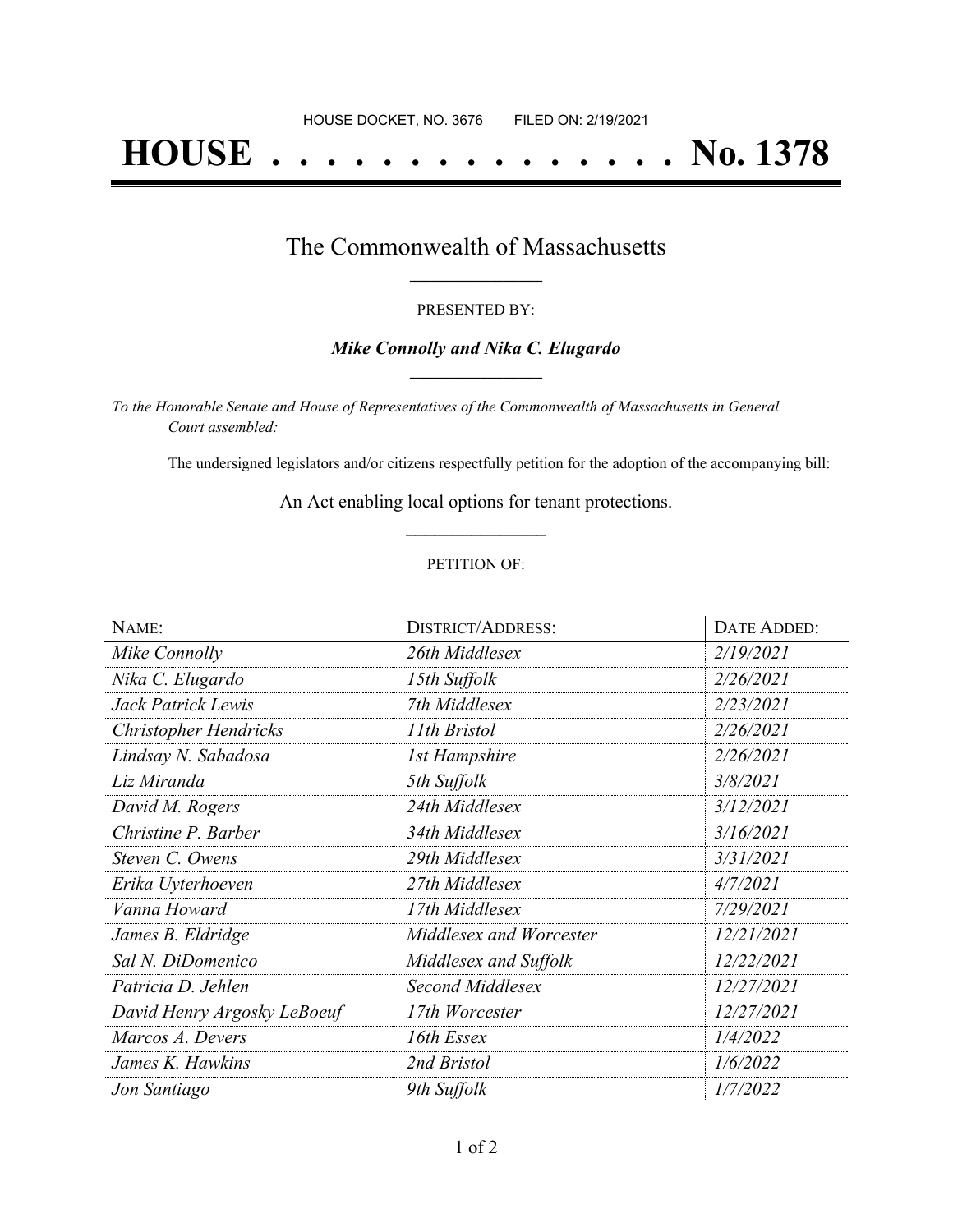HOUSE DOCKET, NO. 3676 FILED ON: 2/19/2021

# HOUSE . . . . . . . . . . . . . . . No. 1378

## The Commonwealth of Massachusetts

PRESENTED BY:

***Mike Connolly and Nika C. Elugardo***

*To the Honorable Senate and House of Representatives of the Commonwealth of Massachusetts in General Court assembled:*

The undersigned legislators and/or citizens respectfully petition for the adoption of the accompanying bill:

An Act enabling local options for tenant protections.

PETITION OF:

| NAME: | DISTRICT/ADDRESS: | DATE ADDED: |
|---|---|---|
| *Mike Connolly* | *26th Middlesex* | *2/19/2021* |
| *Nika C. Elugardo* | *15th Suffolk* | *2/26/2021* |
| *Jack Patrick Lewis* | *7th Middlesex* | *2/23/2021* |
| *Christopher Hendricks* | *11th Bristol* | *2/26/2021* |
| *Lindsay N. Sabadosa* | *1st Hampshire* | *2/26/2021* |
| *Liz Miranda* | *5th Suffolk* | *3/8/2021* |
| *David M. Rogers* | *24th Middlesex* | *3/12/2021* |
| *Christine P. Barber* | *34th Middlesex* | *3/16/2021* |
| *Steven C. Owens* | *29th Middlesex* | *3/31/2021* |
| *Erika Uyterhoeven* | *27th Middlesex* | *4/7/2021* |
| *Vanna Howard* | *17th Middlesex* | *7/29/2021* |
| *James B. Eldridge* | *Middlesex and Worcester* | *12/21/2021* |
| *Sal N. DiDomenico* | *Middlesex and Suffolk* | *12/22/2021* |
| *Patricia D. Jehlen* | *Second Middlesex* | *12/27/2021* |
| *David Henry Argosky LeBoeuf* | *17th Worcester* | *12/27/2021* |
| *Marcos A. Devers* | *16th Essex* | *1/4/2022* |
| *James K. Hawkins* | *2nd Bristol* | *1/6/2022* |
| *Jon Santiago* | *9th Suffolk* | *1/7/2022* |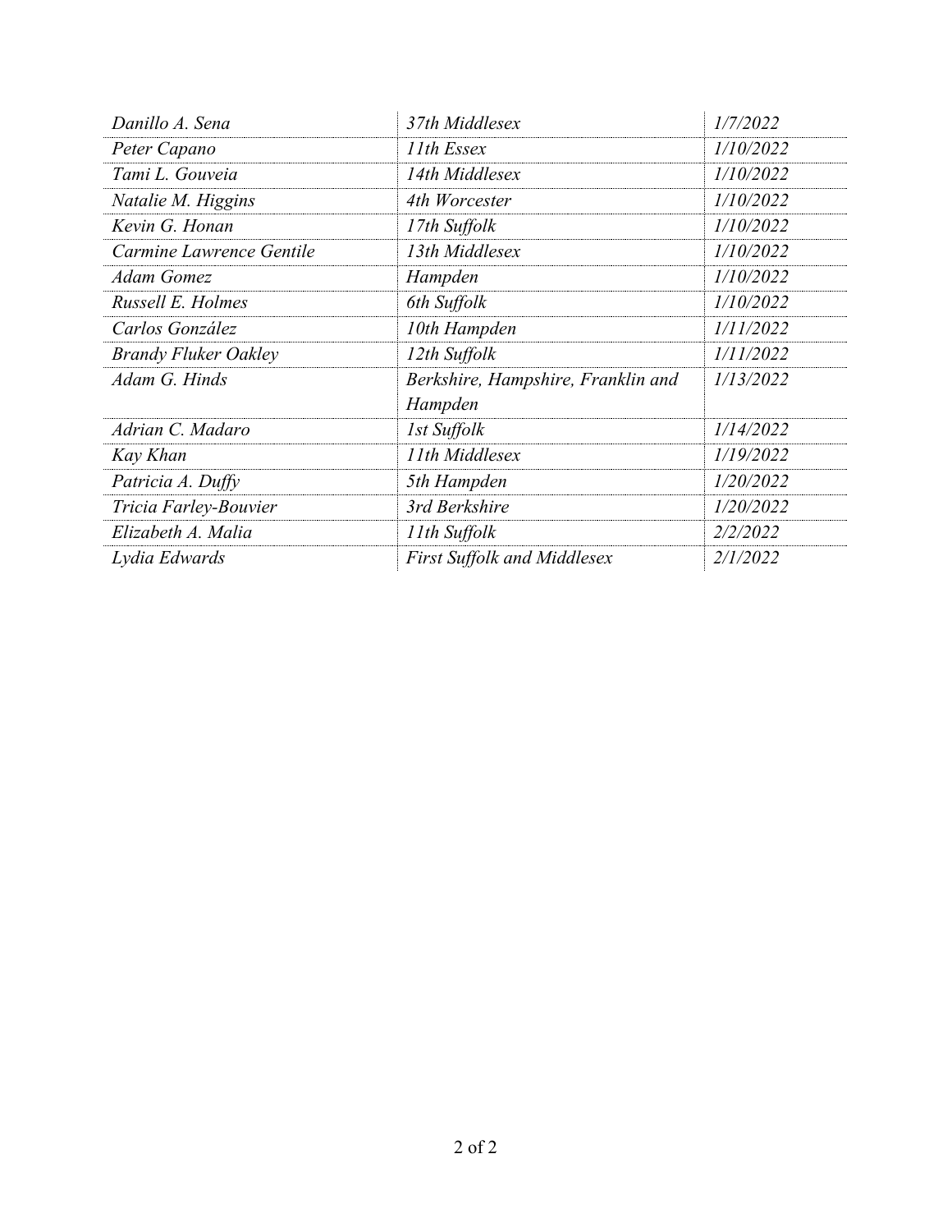| | | |
|---|---|---|
| *Danillo A. Sena* | *37th Middlesex* | *1/7/2022* |
| *Peter Capano* | *11th Essex* | *1/10/2022* |
| *Tami L. Gouveia* | *14th Middlesex* | *1/10/2022* |
| *Natalie M. Higgins* | *4th Worcester* | *1/10/2022* |
| *Kevin G. Honan* | *17th Suffolk* | *1/10/2022* |
| *Carmine Lawrence Gentile* | *13th Middlesex* | *1/10/2022* |
| *Adam Gomez* | *Hampden* | *1/10/2022* |
| *Russell E. Holmes* | *6th Suffolk* | *1/10/2022* |
| *Carlos González* | *10th Hampden* | *1/11/2022* |
| *Brandy Fluker Oakley* | *12th Suffolk* | *1/11/2022* |
| *Adam G. Hinds* | *Berkshire, Hampshire, Franklin and Hampden* | *1/13/2022* |
| *Adrian C. Madaro* | *1st Suffolk* | *1/14/2022* |
| *Kay Khan* | *11th Middlesex* | *1/19/2022* |
| *Patricia A. Duffy* | *5th Hampden* | *1/20/2022* |
| *Tricia Farley-Bouvier* | *3rd Berkshire* | *1/20/2022* |
| *Elizabeth A. Malia* | *11th Suffolk* | *2/2/2022* |
| *Lydia Edwards* | *First Suffolk and Middlesex* | *2/1/2022* |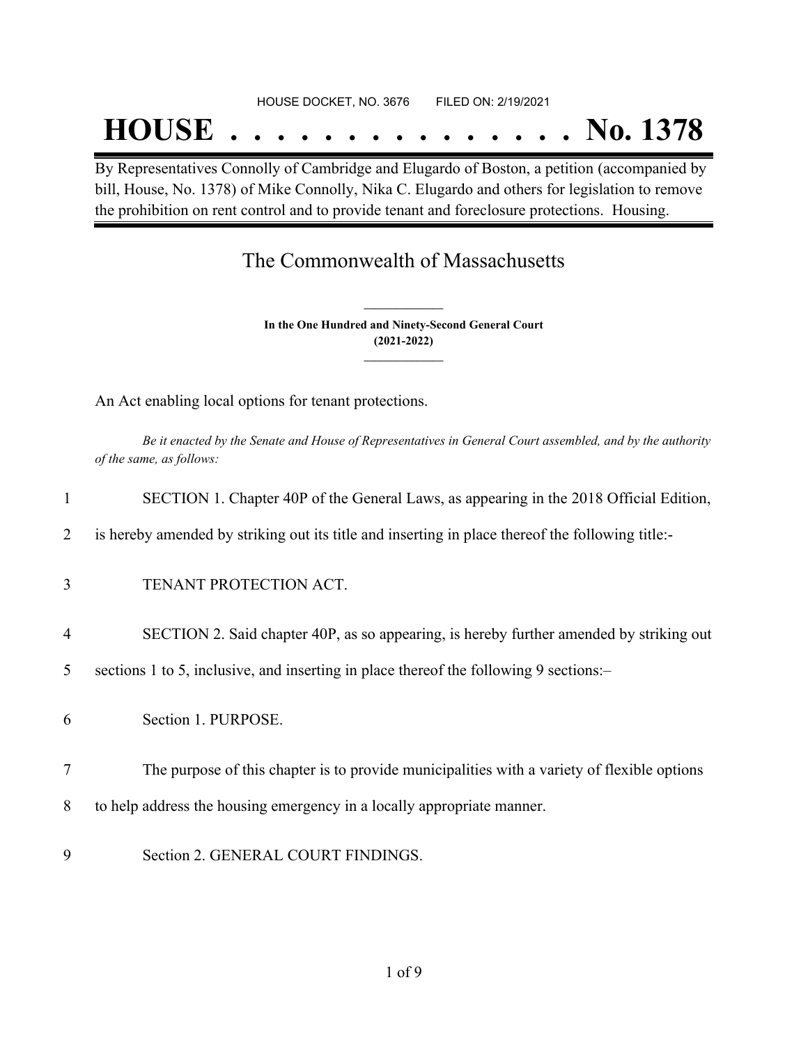HOUSE DOCKET, NO. 3676 FILED ON: 2/19/2021

# HOUSE . . . . . . . . . . . . . . . No. 1378

By Representatives Connolly of Cambridge and Elugardo of Boston, a petition (accompanied by bill, House, No. 1378) of Mike Connolly, Nika C. Elugardo and others for legislation to remove the prohibition on rent control and to provide tenant and foreclosure protections. Housing.

## The Commonwealth of Massachusetts

**In the One Hundred and Ninety-Second General Court**
**(2021-2022)**

An Act enabling local options for tenant protections.

*Be it enacted by the Senate and House of Representatives in General Court assembled, and by the authority of the same, as follows:*

1 SECTION 1. Chapter 40P of the General Laws, as appearing in the 2018 Official Edition,

2 is hereby amended by striking out its title and inserting in place thereof the following title:-

3 TENANT PROTECTION ACT.

4 SECTION 2. Said chapter 40P, as so appearing, is hereby further amended by striking out

5 sections 1 to 5, inclusive, and inserting in place thereof the following 9 sections:–

6 Section 1. PURPOSE.

7 The purpose of this chapter is to provide municipalities with a variety of flexible options

8 to help address the housing emergency in a locally appropriate manner.

9 Section 2. GENERAL COURT FINDINGS.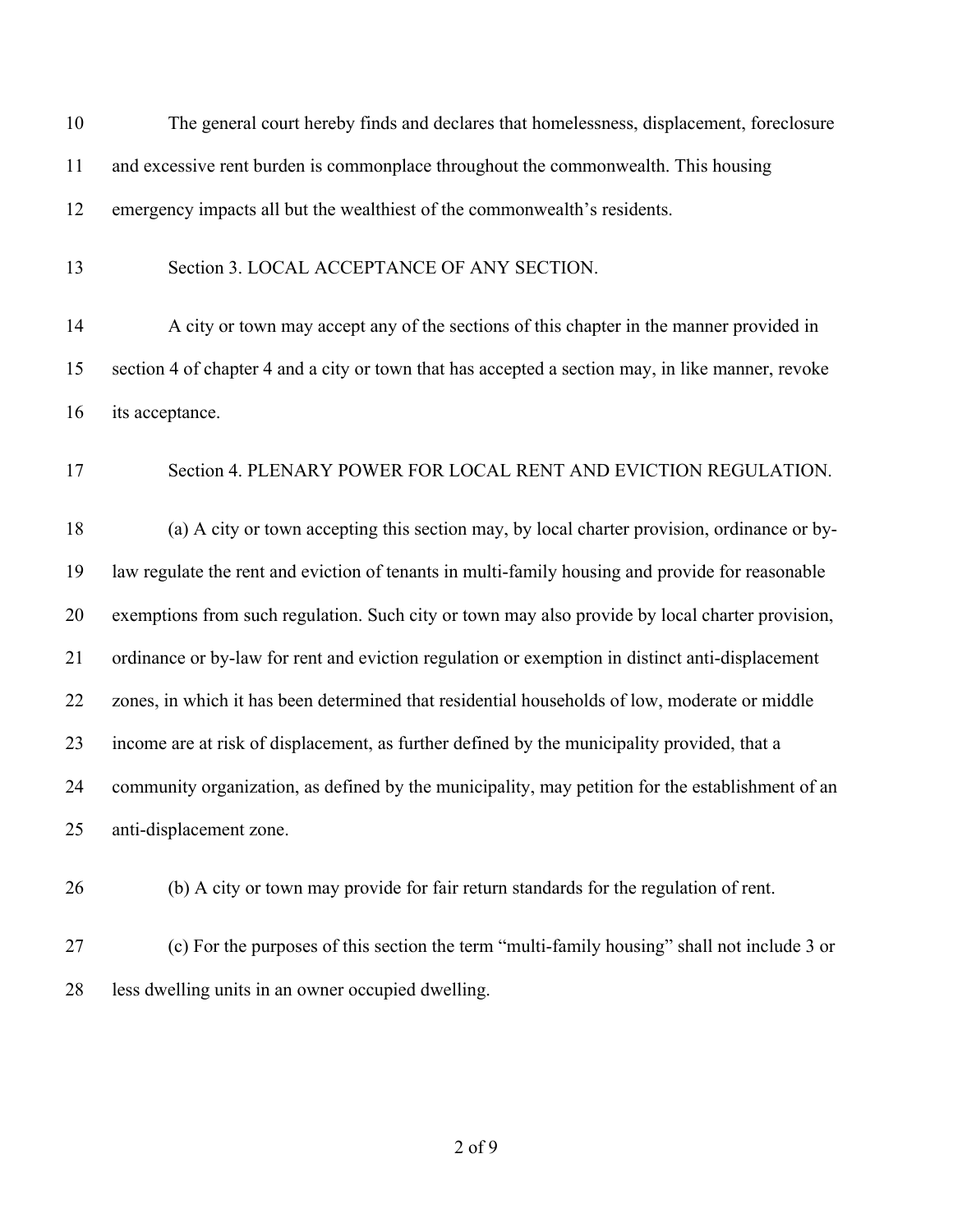The general court hereby finds and declares that homelessness, displacement, foreclosure and excessive rent burden is commonplace throughout the commonwealth. This housing emergency impacts all but the wealthiest of the commonwealth's residents.

Section 3. LOCAL ACCEPTANCE OF ANY SECTION.

A city or town may accept any of the sections of this chapter in the manner provided in section 4 of chapter 4 and a city or town that has accepted a section may, in like manner, revoke its acceptance.

Section 4. PLENARY POWER FOR LOCAL RENT AND EVICTION REGULATION.

(a) A city or town accepting this section may, by local charter provision, ordinance or by-law regulate the rent and eviction of tenants in multi-family housing and provide for reasonable exemptions from such regulation. Such city or town may also provide by local charter provision, ordinance or by-law for rent and eviction regulation or exemption in distinct anti-displacement zones, in which it has been determined that residential households of low, moderate or middle income are at risk of displacement, as further defined by the municipality provided, that a community organization, as defined by the municipality, may petition for the establishment of an anti-displacement zone.

(b) A city or town may provide for fair return standards for the regulation of rent.

(c) For the purposes of this section the term "multi-family housing" shall not include 3 or less dwelling units in an owner occupied dwelling.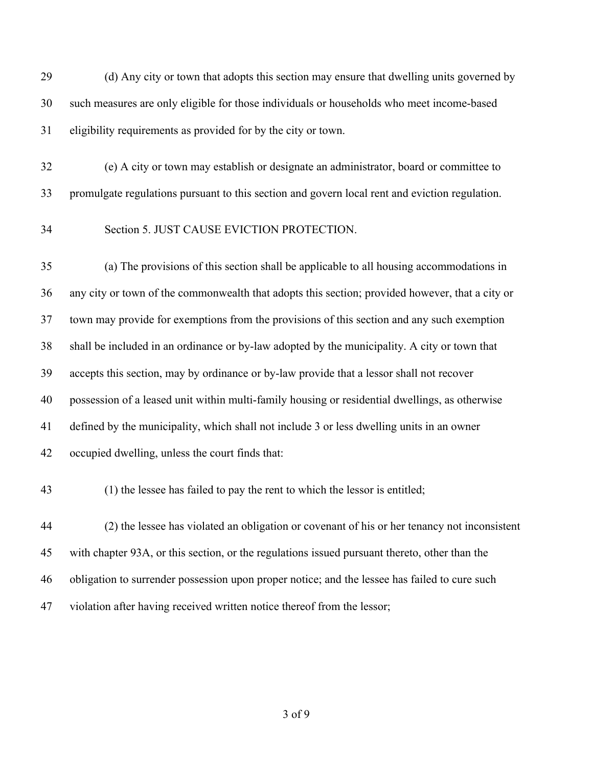(d) Any city or town that adopts this section may ensure that dwelling units governed by such measures are only eligible for those individuals or households who meet income-based eligibility requirements as provided for by the city or town.

(e) A city or town may establish or designate an administrator, board or committee to promulgate regulations pursuant to this section and govern local rent and eviction regulation.

Section 5. JUST CAUSE EVICTION PROTECTION.

(a) The provisions of this section shall be applicable to all housing accommodations in any city or town of the commonwealth that adopts this section; provided however, that a city or town may provide for exemptions from the provisions of this section and any such exemption shall be included in an ordinance or by-law adopted by the municipality. A city or town that accepts this section, may by ordinance or by-law provide that a lessor shall not recover possession of a leased unit within multi-family housing or residential dwellings, as otherwise defined by the municipality, which shall not include 3 or less dwelling units in an owner occupied dwelling, unless the court finds that:

(1) the lessee has failed to pay the rent to which the lessor is entitled;

(2) the lessee has violated an obligation or covenant of his or her tenancy not inconsistent with chapter 93A, or this section, or the regulations issued pursuant thereto, other than the obligation to surrender possession upon proper notice; and the lessee has failed to cure such violation after having received written notice thereof from the lessor;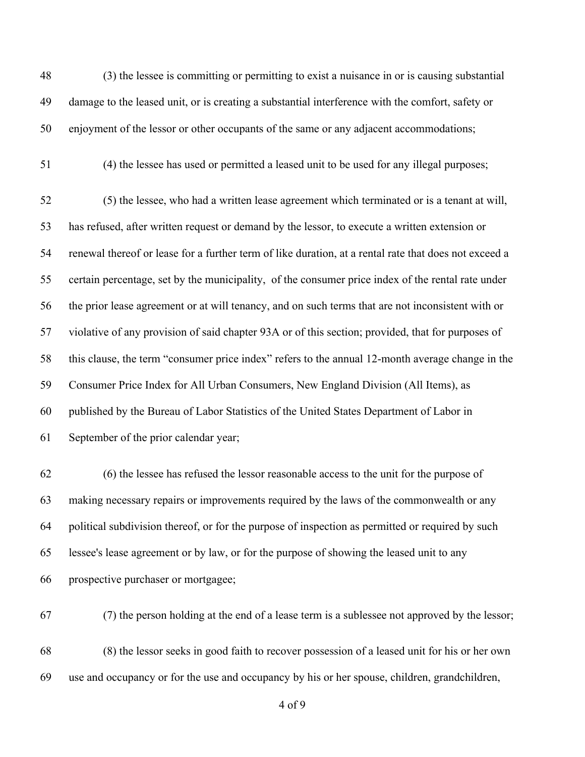(3) the lessee is committing or permitting to exist a nuisance in or is causing substantial damage to the leased unit, or is creating a substantial interference with the comfort, safety or enjoyment of the lessor or other occupants of the same or any adjacent accommodations;

(4) the lessee has used or permitted a leased unit to be used for any illegal purposes;

(5) the lessee, who had a written lease agreement which terminated or is a tenant at will, has refused, after written request or demand by the lessor, to execute a written extension or renewal thereof or lease for a further term of like duration, at a rental rate that does not exceed a certain percentage, set by the municipality, of the consumer price index of the rental rate under the prior lease agreement or at will tenancy, and on such terms that are not inconsistent with or violative of any provision of said chapter 93A or of this section; provided, that for purposes of this clause, the term "consumer price index" refers to the annual 12-month average change in the Consumer Price Index for All Urban Consumers, New England Division (All Items), as published by the Bureau of Labor Statistics of the United States Department of Labor in September of the prior calendar year;

(6) the lessee has refused the lessor reasonable access to the unit for the purpose of making necessary repairs or improvements required by the laws of the commonwealth or any political subdivision thereof, or for the purpose of inspection as permitted or required by such lessee's lease agreement or by law, or for the purpose of showing the leased unit to any prospective purchaser or mortgagee;

(7) the person holding at the end of a lease term is a sublessee not approved by the lessor;

(8) the lessor seeks in good faith to recover possession of a leased unit for his or her own use and occupancy or for the use and occupancy by his or her spouse, children, grandchildren,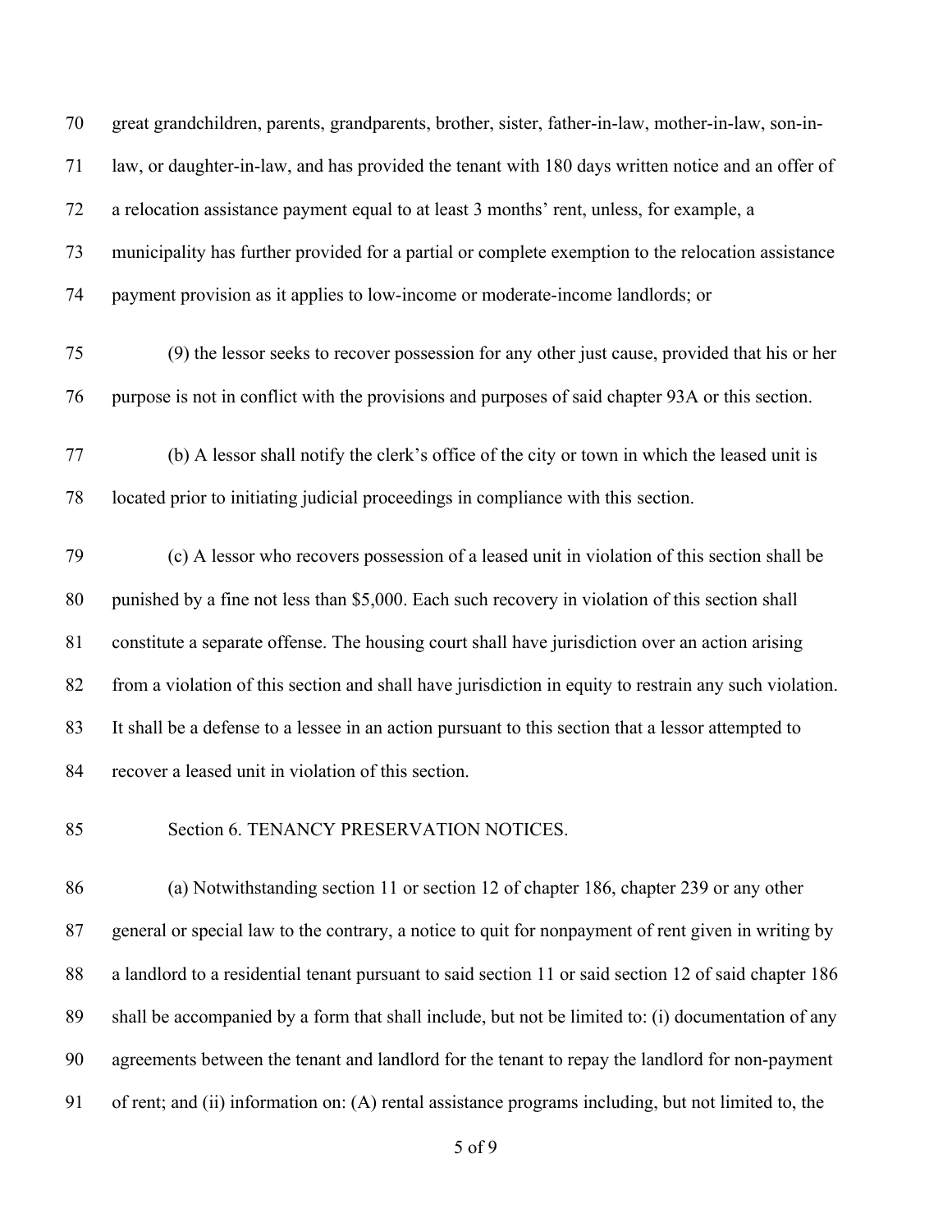great grandchildren, parents, grandparents, brother, sister, father-in-law, mother-in-law, son-in-law, or daughter-in-law, and has provided the tenant with 180 days written notice and an offer of a relocation assistance payment equal to at least 3 months' rent, unless, for example, a municipality has further provided for a partial or complete exemption to the relocation assistance payment provision as it applies to low-income or moderate-income landlords; or

(9) the lessor seeks to recover possession for any other just cause, provided that his or her purpose is not in conflict with the provisions and purposes of said chapter 93A or this section.

(b) A lessor shall notify the clerk's office of the city or town in which the leased unit is located prior to initiating judicial proceedings in compliance with this section.

(c) A lessor who recovers possession of a leased unit in violation of this section shall be punished by a fine not less than $5,000. Each such recovery in violation of this section shall constitute a separate offense. The housing court shall have jurisdiction over an action arising from a violation of this section and shall have jurisdiction in equity to restrain any such violation. It shall be a defense to a lessee in an action pursuant to this section that a lessor attempted to recover a leased unit in violation of this section.

Section 6. TENANCY PRESERVATION NOTICES.

(a) Notwithstanding section 11 or section 12 of chapter 186, chapter 239 or any other general or special law to the contrary, a notice to quit for nonpayment of rent given in writing by a landlord to a residential tenant pursuant to said section 11 or said section 12 of said chapter 186 shall be accompanied by a form that shall include, but not be limited to: (i) documentation of any agreements between the tenant and landlord for the tenant to repay the landlord for non-payment of rent; and (ii) information on: (A) rental assistance programs including, but not limited to, the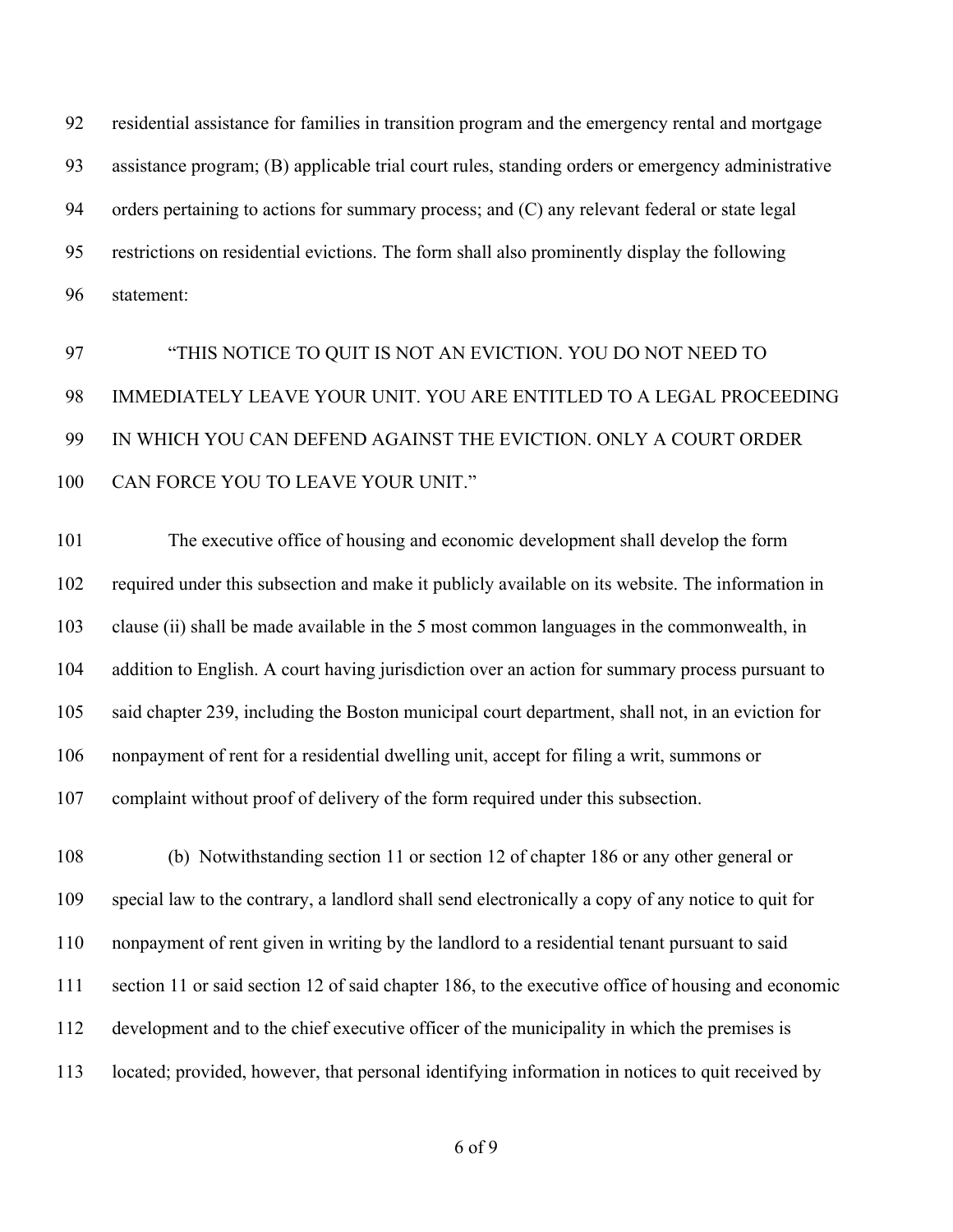residential assistance for families in transition program and the emergency rental and mortgage assistance program; (B) applicable trial court rules, standing orders or emergency administrative orders pertaining to actions for summary process; and (C) any relevant federal or state legal restrictions on residential evictions. The form shall also prominently display the following statement:

"THIS NOTICE TO QUIT IS NOT AN EVICTION. YOU DO NOT NEED TO IMMEDIATELY LEAVE YOUR UNIT. YOU ARE ENTITLED TO A LEGAL PROCEEDING IN WHICH YOU CAN DEFEND AGAINST THE EVICTION. ONLY A COURT ORDER CAN FORCE YOU TO LEAVE YOUR UNIT."

The executive office of housing and economic development shall develop the form required under this subsection and make it publicly available on its website. The information in clause (ii) shall be made available in the 5 most common languages in the commonwealth, in addition to English. A court having jurisdiction over an action for summary process pursuant to said chapter 239, including the Boston municipal court department, shall not, in an eviction for nonpayment of rent for a residential dwelling unit, accept for filing a writ, summons or complaint without proof of delivery of the form required under this subsection.

(b) Notwithstanding section 11 or section 12 of chapter 186 or any other general or special law to the contrary, a landlord shall send electronically a copy of any notice to quit for nonpayment of rent given in writing by the landlord to a residential tenant pursuant to said section 11 or said section 12 of said chapter 186, to the executive office of housing and economic development and to the chief executive officer of the municipality in which the premises is located; provided, however, that personal identifying information in notices to quit received by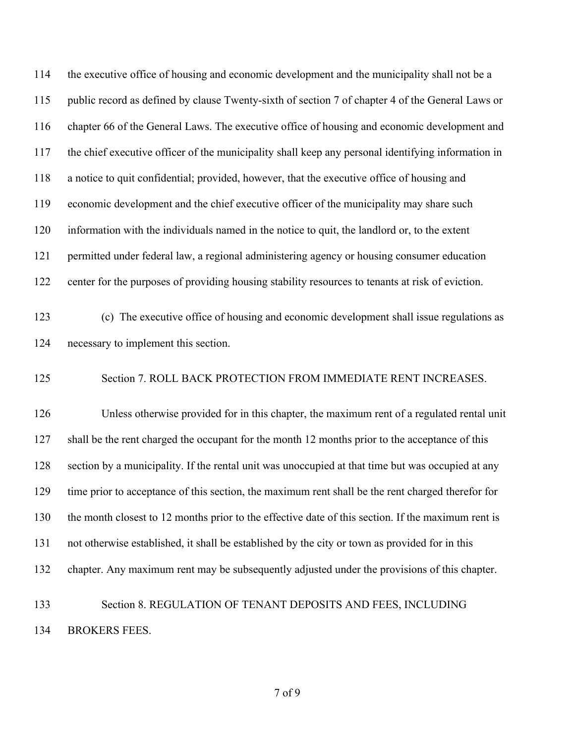the executive office of housing and economic development and the municipality shall not be a public record as defined by clause Twenty-sixth of section 7 of chapter 4 of the General Laws or chapter 66 of the General Laws. The executive office of housing and economic development and the chief executive officer of the municipality shall keep any personal identifying information in a notice to quit confidential; provided, however, that the executive office of housing and economic development and the chief executive officer of the municipality may share such information with the individuals named in the notice to quit, the landlord or, to the extent permitted under federal law, a regional administering agency or housing consumer education center for the purposes of providing housing stability resources to tenants at risk of eviction.

(c) The executive office of housing and economic development shall issue regulations as necessary to implement this section.

Section 7. ROLL BACK PROTECTION FROM IMMEDIATE RENT INCREASES.

Unless otherwise provided for in this chapter, the maximum rent of a regulated rental unit shall be the rent charged the occupant for the month 12 months prior to the acceptance of this section by a municipality. If the rental unit was unoccupied at that time but was occupied at any time prior to acceptance of this section, the maximum rent shall be the rent charged therefor for the month closest to 12 months prior to the effective date of this section. If the maximum rent is not otherwise established, it shall be established by the city or town as provided for in this chapter. Any maximum rent may be subsequently adjusted under the provisions of this chapter.

Section 8. REGULATION OF TENANT DEPOSITS AND FEES, INCLUDING BROKERS FEES.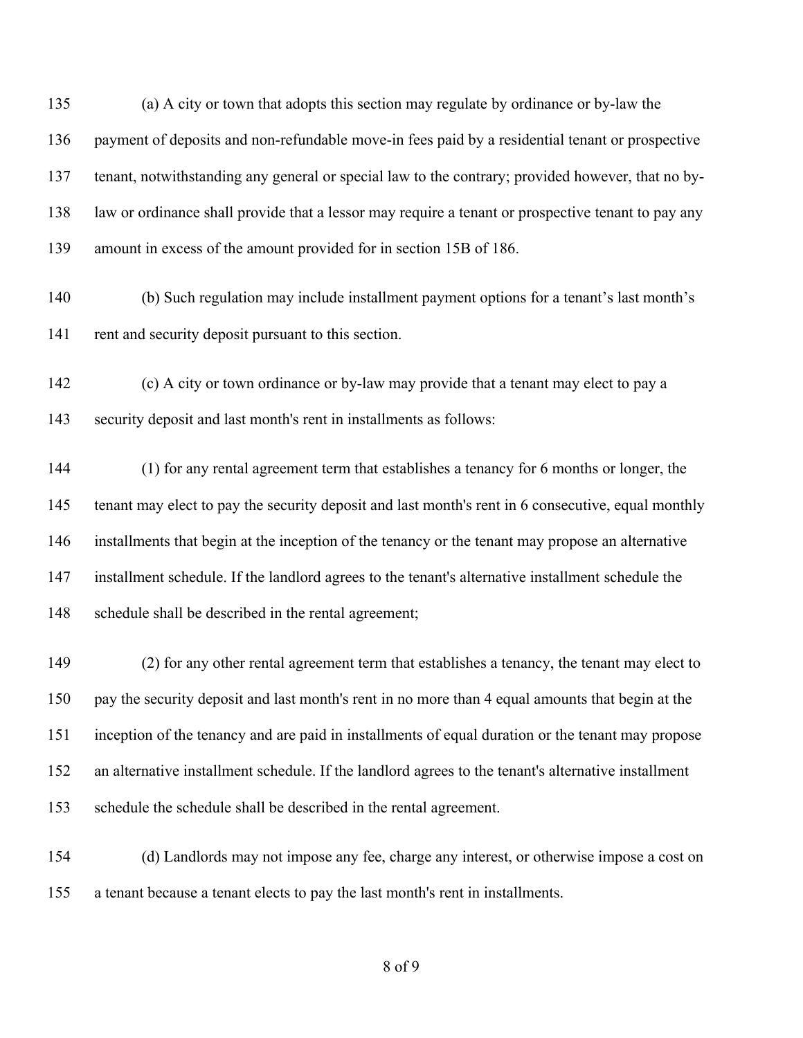(a) A city or town that adopts this section may regulate by ordinance or by-law the payment of deposits and non-refundable move-in fees paid by a residential tenant or prospective tenant, notwithstanding any general or special law to the contrary; provided however, that no by-law or ordinance shall provide that a lessor may require a tenant or prospective tenant to pay any amount in excess of the amount provided for in section 15B of 186.

(b) Such regulation may include installment payment options for a tenant's last month's rent and security deposit pursuant to this section.

(c) A city or town ordinance or by-law may provide that a tenant may elect to pay a security deposit and last month's rent in installments as follows:

(1) for any rental agreement term that establishes a tenancy for 6 months or longer, the tenant may elect to pay the security deposit and last month's rent in 6 consecutive, equal monthly installments that begin at the inception of the tenancy or the tenant may propose an alternative installment schedule. If the landlord agrees to the tenant's alternative installment schedule the schedule shall be described in the rental agreement;

(2) for any other rental agreement term that establishes a tenancy, the tenant may elect to pay the security deposit and last month's rent in no more than 4 equal amounts that begin at the inception of the tenancy and are paid in installments of equal duration or the tenant may propose an alternative installment schedule. If the landlord agrees to the tenant's alternative installment schedule the schedule shall be described in the rental agreement.

(d) Landlords may not impose any fee, charge any interest, or otherwise impose a cost on a tenant because a tenant elects to pay the last month's rent in installments.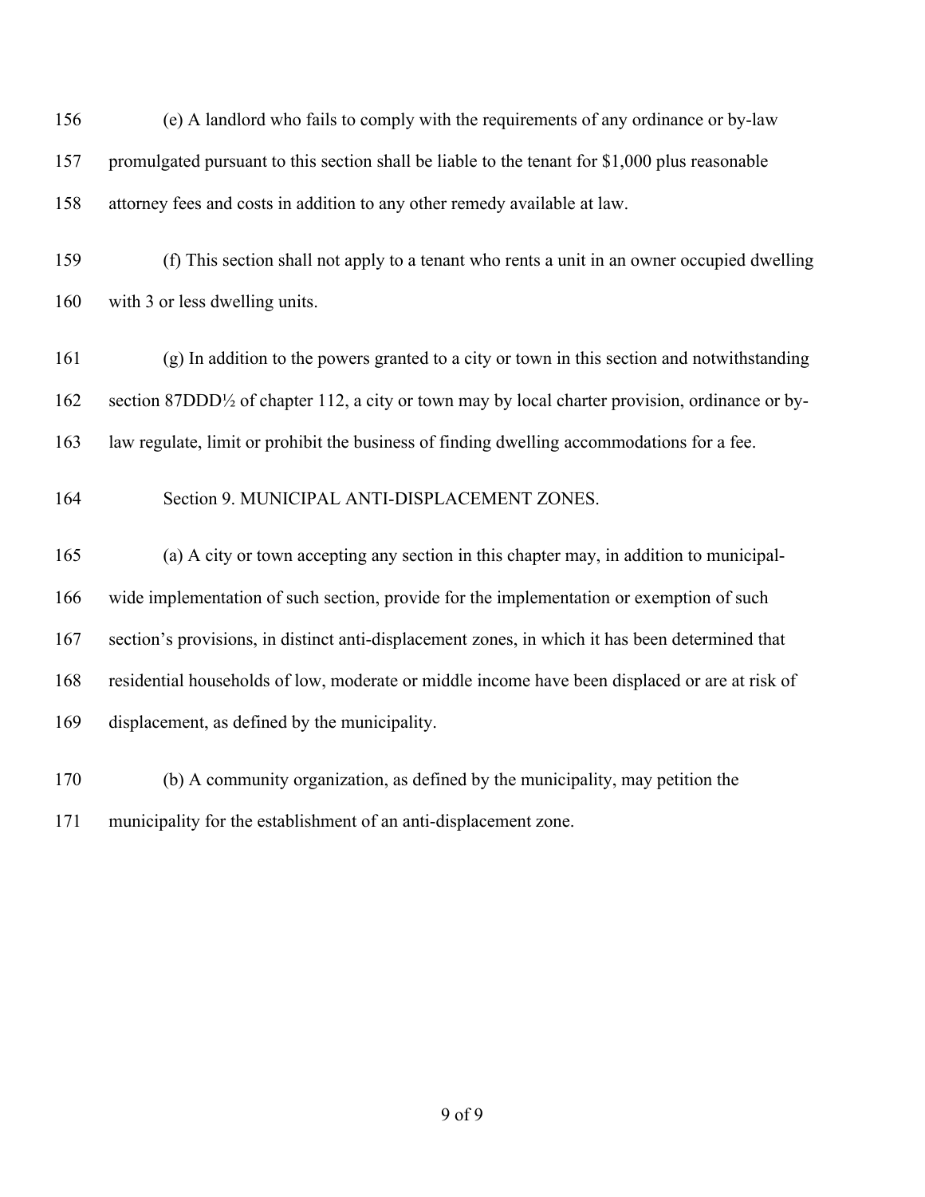(e) A landlord who fails to comply with the requirements of any ordinance or by-law promulgated pursuant to this section shall be liable to the tenant for $1,000 plus reasonable attorney fees and costs in addition to any other remedy available at law.

(f) This section shall not apply to a tenant who rents a unit in an owner occupied dwelling with 3 or less dwelling units.

(g) In addition to the powers granted to a city or town in this section and notwithstanding section 87DDD½ of chapter 112, a city or town may by local charter provision, ordinance or by-law regulate, limit or prohibit the business of finding dwelling accommodations for a fee.

Section 9. MUNICIPAL ANTI-DISPLACEMENT ZONES.

(a) A city or town accepting any section in this chapter may, in addition to municipal-wide implementation of such section, provide for the implementation or exemption of such section's provisions, in distinct anti-displacement zones, in which it has been determined that residential households of low, moderate or middle income have been displaced or are at risk of displacement, as defined by the municipality.

(b) A community organization, as defined by the municipality, may petition the municipality for the establishment of an anti-displacement zone.